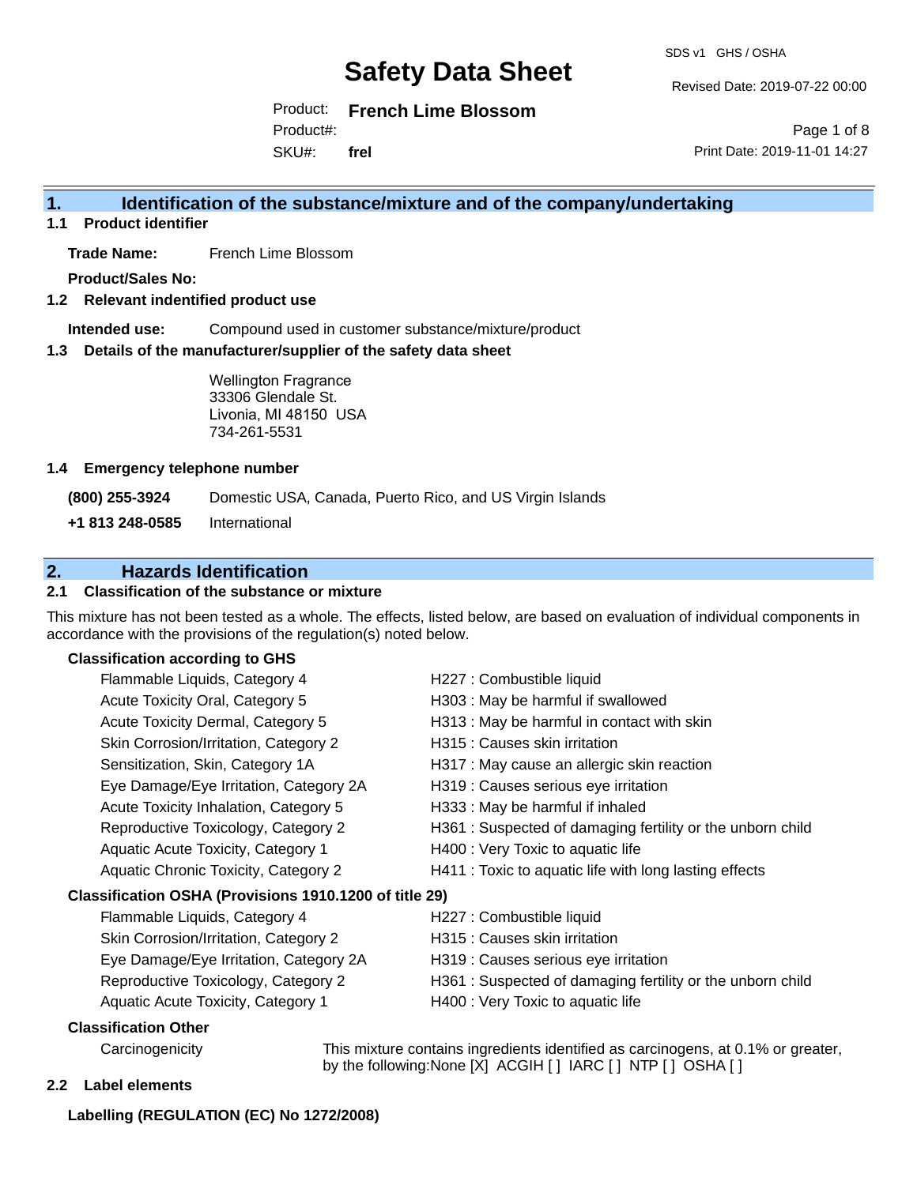# Safety Data Sheet

SDS v1 GHS / OSHA

Revised Date: 2019-07-22 00:00

Product: **French Lime Blossom**

Product#:

SKU#: **frel**

Print Date: 2019-11-01 14:27

## 1. Identification of the substance/mixture and of the company/undertaking

### 1.1 Product identifier

**Trade Name:** French Lime Blossom

**Product/Sales No:**

### 1.2 Relevant identified product use

**Intended use:** Compound used in customer substance/mixture/product

### 1.3 Details of the manufacturer/supplier of the safety data sheet

Wellington Fragrance
33306 Glendale St.
Livonia, MI 48150 USA
734-261-5531

### 1.4 Emergency telephone number

| | |
|---|---|
| **(800) 255-3924** | Domestic USA, Canada, Puerto Rico, and US Virgin Islands |
| **+1 813 248-0585** | International |

## 2. Hazards Identification

### 2.1 Classification of the substance or mixture

This mixture has not been tested as a whole. The effects, listed below, are based on evaluation of individual components in accordance with the provisions of the regulation(s) noted below.

**Classification according to GHS**

| | |
|---|---|
| Flammable Liquids, Category 4 | H227 : Combustible liquid |
| Acute Toxicity Oral, Category 5 | H303 : May be harmful if swallowed |
| Acute Toxicity Dermal, Category 5 | H313 : May be harmful in contact with skin |
| Skin Corrosion/Irritation, Category 2 | H315 : Causes skin irritation |
| Sensitization, Skin, Category 1A | H317 : May cause an allergic skin reaction |
| Eye Damage/Eye Irritation, Category 2A | H319 : Causes serious eye irritation |
| Acute Toxicity Inhalation, Category 5 | H333 : May be harmful if inhaled |
| Reproductive Toxicology, Category 2 | H361 : Suspected of damaging fertility or the unborn child |
| Aquatic Acute Toxicity, Category 1 | H400 : Very Toxic to aquatic life |
| Aquatic Chronic Toxicity, Category 2 | H411 : Toxic to aquatic life with long lasting effects |

**Classification OSHA (Provisions 1910.1200 of title 29)**

| | |
|---|---|
| Flammable Liquids, Category 4 | H227 : Combustible liquid |
| Skin Corrosion/Irritation, Category 2 | H315 : Causes skin irritation |
| Eye Damage/Eye Irritation, Category 2A | H319 : Causes serious eye irritation |
| Reproductive Toxicology, Category 2 | H361 : Suspected of damaging fertility or the unborn child |
| Aquatic Acute Toxicity, Category 1 | H400 : Very Toxic to aquatic life |

**Classification Other**

| | |
|---|---|
| Carcinogenicity | This mixture contains ingredients identified as carcinogens, at 0.1% or greater, by the following:None [X] ACGIH [ ] IARC [ ] NTP [ ] OSHA [ ] |

### 2.2 Label elements

**Labelling (REGULATION (EC) No 1272/2008)**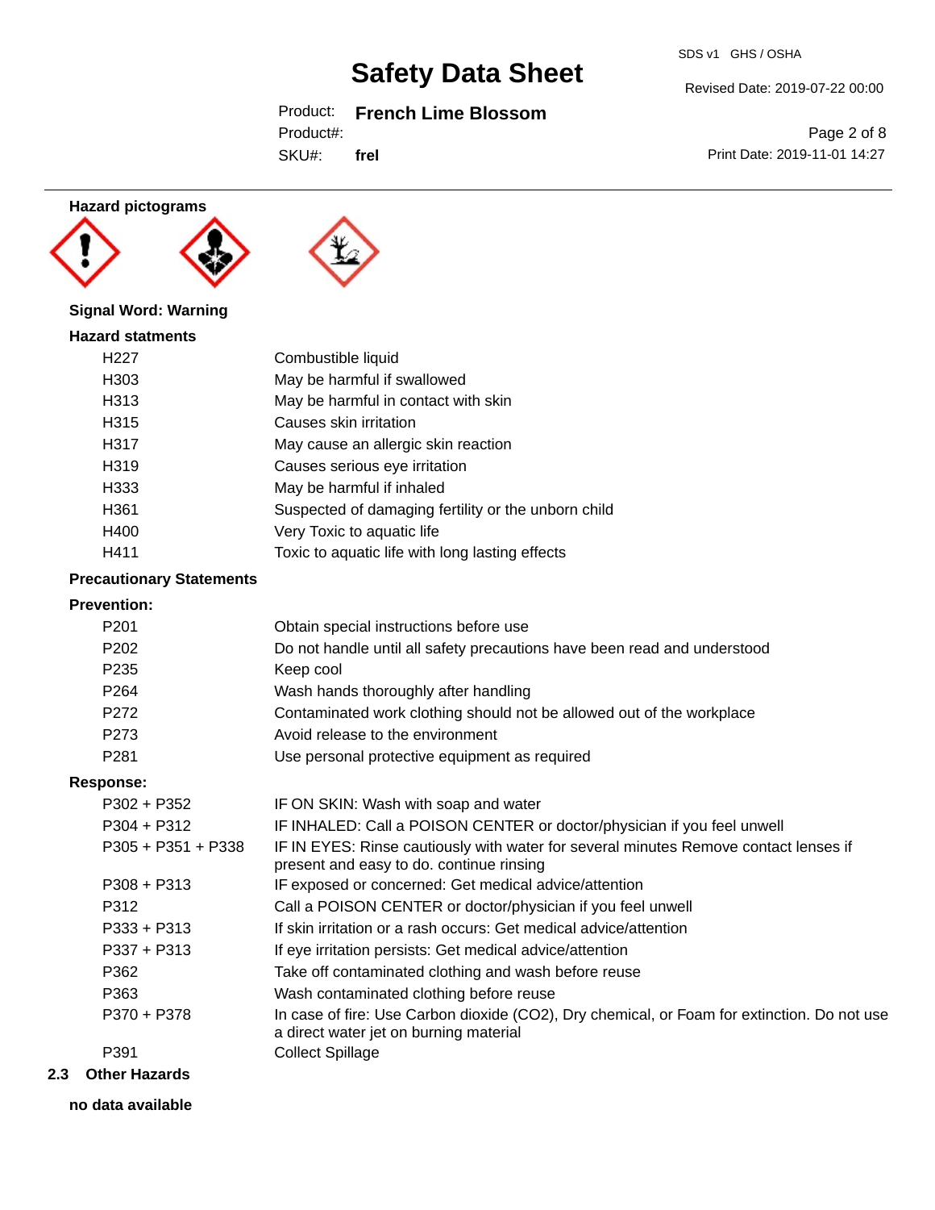**Hazard pictograms**

**Signal Word: Warning**

**Hazard statments**

| | |
|---|---|
| H227 | Combustible liquid |
| H303 | May be harmful if swallowed |
| H313 | May be harmful in contact with skin |
| H315 | Causes skin irritation |
| H317 | May cause an allergic skin reaction |
| H319 | Causes serious eye irritation |
| H333 | May be harmful if inhaled |
| H361 | Suspected of damaging fertility or the unborn child |
| H400 | Very Toxic to aquatic life |
| H411 | Toxic to aquatic life with long lasting effects |

**Precautionary Statements**

**Prevention:**

| | |
|---|---|
| P201 | Obtain special instructions before use |
| P202 | Do not handle until all safety precautions have been read and understood |
| P235 | Keep cool |
| P264 | Wash hands thoroughly after handling |
| P272 | Contaminated work clothing should not be allowed out of the workplace |
| P273 | Avoid release to the environment |
| P281 | Use personal protective equipment as required |

**Response:**

| | |
|---|---|
| P302 + P352 | IF ON SKIN: Wash with soap and water |
| P304 + P312 | IF INHALED: Call a POISON CENTER or doctor/physician if you feel unwell |
| P305 + P351 + P338 | IF IN EYES: Rinse cautiously with water for several minutes Remove contact lenses if present and easy to do. continue rinsing |
| P308 + P313 | IF exposed or concerned: Get medical advice/attention |
| P312 | Call a POISON CENTER or doctor/physician if you feel unwell |
| P333 + P313 | If skin irritation or a rash occurs: Get medical advice/attention |
| P337 + P313 | If eye irritation persists: Get medical advice/attention |
| P362 | Take off contaminated clothing and wash before reuse |
| P363 | Wash contaminated clothing before reuse |
| P370 + P378 | In case of fire: Use Carbon dioxide ($CO_2$), Dry chemical, or Foam for extinction. Do not use a direct water jet on burning material |
| P391 | Collect Spillage |

## 2.3 Other Hazards

**no data available**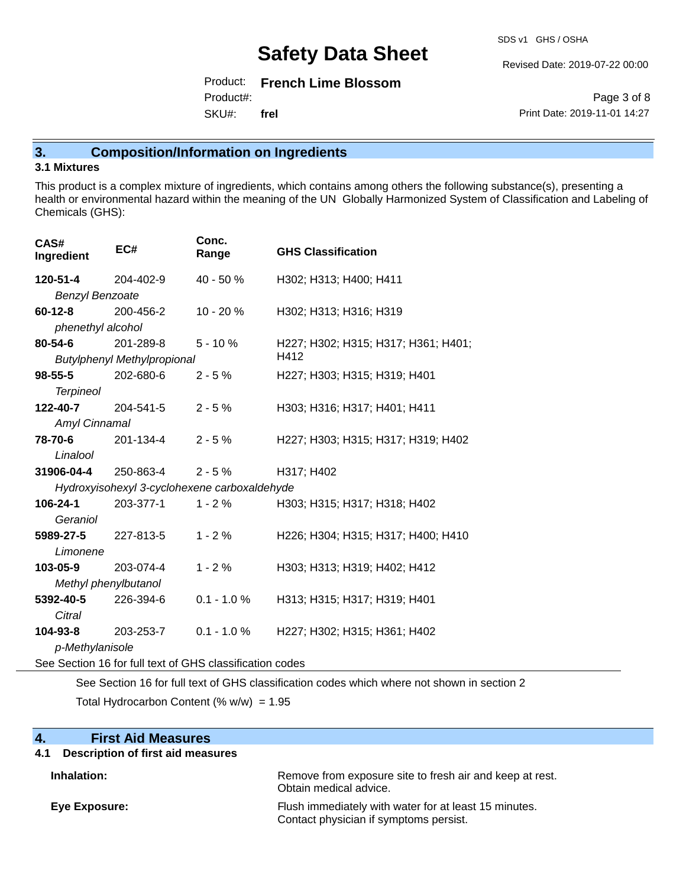## 3. Composition/Information on Ingredients

### 3.1 Mixtures

This product is a complex mixture of ingredients, which contains among others the following substance(s), presenting a health or environmental hazard within the meaning of the UN Globally Harmonized System of Classification and Labeling of Chemicals (GHS):

| CAS# Ingredient | EC# | Conc. Range | GHS Classification |
|---|---|---|---|
| **120-51-4** *Benzyl Benzoate* | 204-402-9 | 40 - 50 % | H302; H313; H400; H411 |
| **60-12-8** *phenethyl alcohol* | 200-456-2 | 10 - 20 % | H302; H313; H316; H319 |
| **80-54-6** *Butylphenyl Methylpropional* | 201-289-8 | 5 - 10 % | H227; H302; H315; H317; H361; H401; H412 |
| **98-55-5** *Terpineol* | 202-680-6 | 2 - 5 % | H227; H303; H315; H319; H401 |
| **122-40-7** *Amyl Cinnamal* | 204-541-5 | 2 - 5 % | H303; H316; H317; H401; H411 |
| **78-70-6** *Linalool* | 201-134-4 | 2 - 5 % | H227; H303; H315; H317; H319; H402 |
| **31906-04-4** *Hydroxyisohexyl 3-cyclohexene carboxaldehyde* | 250-863-4 | 2 - 5 % | H317; H402 |
| **106-24-1** *Geraniol* | 203-377-1 | 1 - 2 % | H303; H315; H317; H318; H402 |
| **5989-27-5** *Limonene* | 227-813-5 | 1 - 2 % | H226; H304; H315; H317; H400; H410 |
| **103-05-9** *Methyl phenylbutanol* | 203-074-4 | 1 - 2 % | H303; H313; H319; H402; H412 |
| **5392-40-5** *Citral* | 226-394-6 | 0.1 - 1.0 % | H313; H315; H317; H319; H401 |
| **104-93-8** *p-Methylanisole* | 203-253-7 | 0.1 - 1.0 % | H227; H302; H315; H361; H402 |

See Section 16 for full text of GHS classification codes

See Section 16 for full text of GHS classification codes which where not shown in section 2

Total Hydrocarbon Content (% w/w) = 1.95

## 4. First Aid Measures

### 4.1 Description of first aid measures

**Inhalation:** Remove from exposure site to fresh air and keep at rest. Obtain medical advice.

**Eye Exposure:** Flush immediately with water for at least 15 minutes. Contact physician if symptoms persist.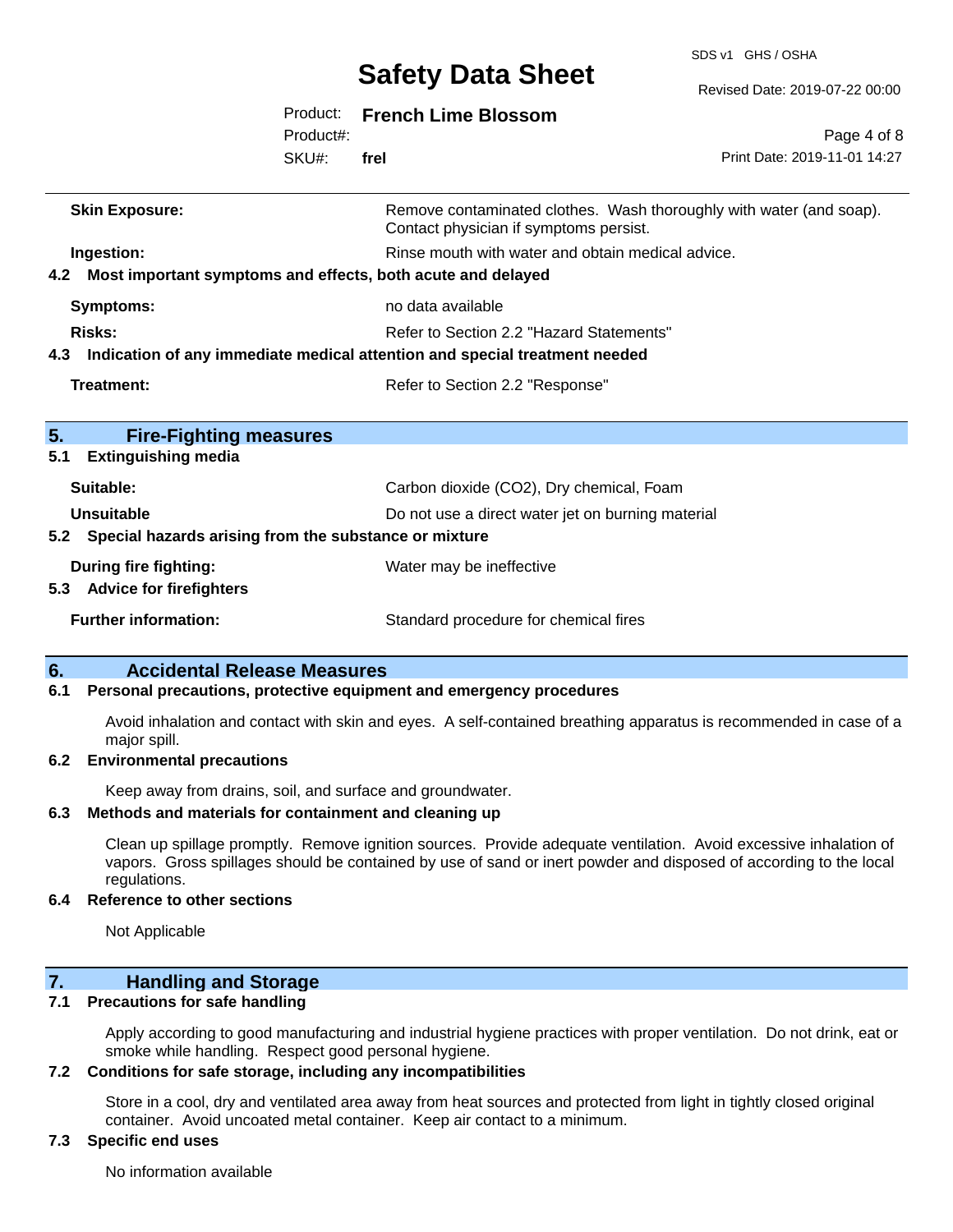| | |
|---|---|
| **Skin Exposure:** | Remove contaminated clothes. Wash thoroughly with water (and soap). Contact physician if symptoms persist. |
| **Ingestion:** | Rinse mouth with water and obtain medical advice. |

### 4.2 Most important symptoms and effects, both acute and delayed

| | |
|---|---|
| **Symptoms:** | no data available |
| **Risks:** | Refer to Section 2.2 "Hazard Statements" |

### 4.3 Indication of any immediate medical attention and special treatment needed

| | |
|---|---|
| **Treatment:** | Refer to Section 2.2 "Response" |

## 5. Fire-Fighting measures

### 5.1 Extinguishing media

| | |
|---|---|
| **Suitable:** | Carbon dioxide ($CO_2$), Dry chemical, Foam |
| **Unsuitable** | Do not use a direct water jet on burning material |

### 5.2 Special hazards arising from the substance or mixture

| | |
|---|---|
| **During fire fighting:** | Water may be ineffective |

### 5.3 Advice for firefighters

| | |
|---|---|
| **Further information:** | Standard procedure for chemical fires |

## 6. Accidental Release Measures

### 6.1 Personal precautions, protective equipment and emergency procedures

Avoid inhalation and contact with skin and eyes. A self-contained breathing apparatus is recommended in case of a major spill.

### 6.2 Environmental precautions

Keep away from drains, soil, and surface and groundwater.

### 6.3 Methods and materials for containment and cleaning up

Clean up spillage promptly. Remove ignition sources. Provide adequate ventilation. Avoid excessive inhalation of vapors. Gross spillages should be contained by use of sand or inert powder and disposed of according to the local regulations.

### 6.4 Reference to other sections

Not Applicable

## 7. Handling and Storage

### 7.1 Precautions for safe handling

Apply according to good manufacturing and industrial hygiene practices with proper ventilation. Do not drink, eat or smoke while handling. Respect good personal hygiene.

### 7.2 Conditions for safe storage, including any incompatibilities

Store in a cool, dry and ventilated area away from heat sources and protected from light in tightly closed original container. Avoid uncoated metal container. Keep air contact to a minimum.

### 7.3 Specific end uses

No information available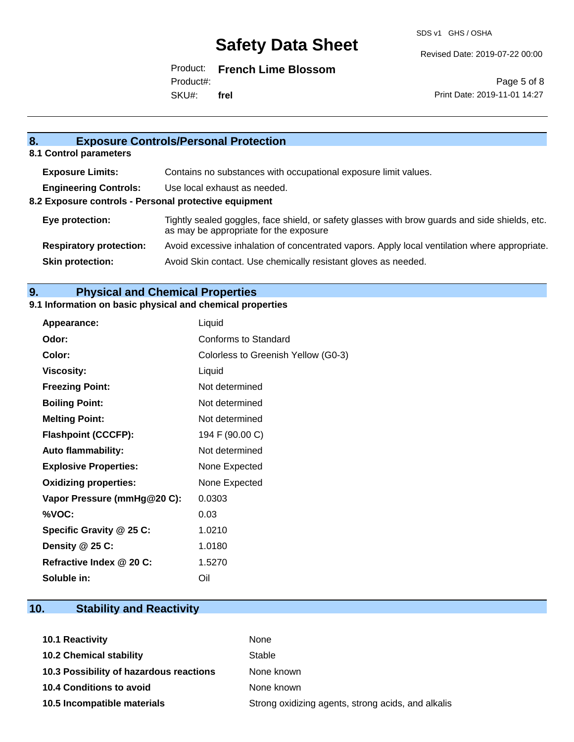## 8. Exposure Controls/Personal Protection

### 8.1 Control parameters

| | |
|---|---|
| **Exposure Limits:** | Contains no substances with occupational exposure limit values. |
| **Engineering Controls:** | Use local exhaust as needed. |

### 8.2 Exposure controls - Personal protective equipment

| | |
|---|---|
| **Eye protection:** | Tightly sealed goggles, face shield, or safety glasses with brow guards and side shields, etc. as may be appropriate for the exposure |
| **Respiratory protection:** | Avoid excessive inhalation of concentrated vapors. Apply local ventilation where appropriate. |
| **Skin protection:** | Avoid Skin contact. Use chemically resistant gloves as needed. |

## 9. Physical and Chemical Properties

### 9.1 Information on basic physical and chemical properties

| | |
|---|---|
| **Appearance:** | Liquid |
| **Odor:** | Conforms to Standard |
| **Color:** | Colorless to Greenish Yellow (G0-3) |
| **Viscosity:** | Liquid |
| **Freezing Point:** | Not determined |
| **Boiling Point:** | Not determined |
| **Melting Point:** | Not determined |
| **Flashpoint (CCCFP):** | 194 F (90.00 C) |
| **Auto flammability:** | Not determined |
| **Explosive Properties:** | None Expected |
| **Oxidizing properties:** | None Expected |
| **Vapor Pressure (mmHg@20 C):** | 0.0303 |
| **%VOC:** | 0.03 |
| **Specific Gravity @ 25 C:** | 1.0210 |
| **Density @ 25 C:** | 1.0180 |
| **Refractive Index @ 20 C:** | 1.5270 |
| **Soluble in:** | Oil |

## 10. Stability and Reactivity

| | |
|---|---|
| **10.1 Reactivity** | None |
| **10.2 Chemical stability** | Stable |
| **10.3 Possibility of hazardous reactions** | None known |
| **10.4 Conditions to avoid** | None known |
| **10.5 Incompatible materials** | Strong oxidizing agents, strong acids, and alkalis |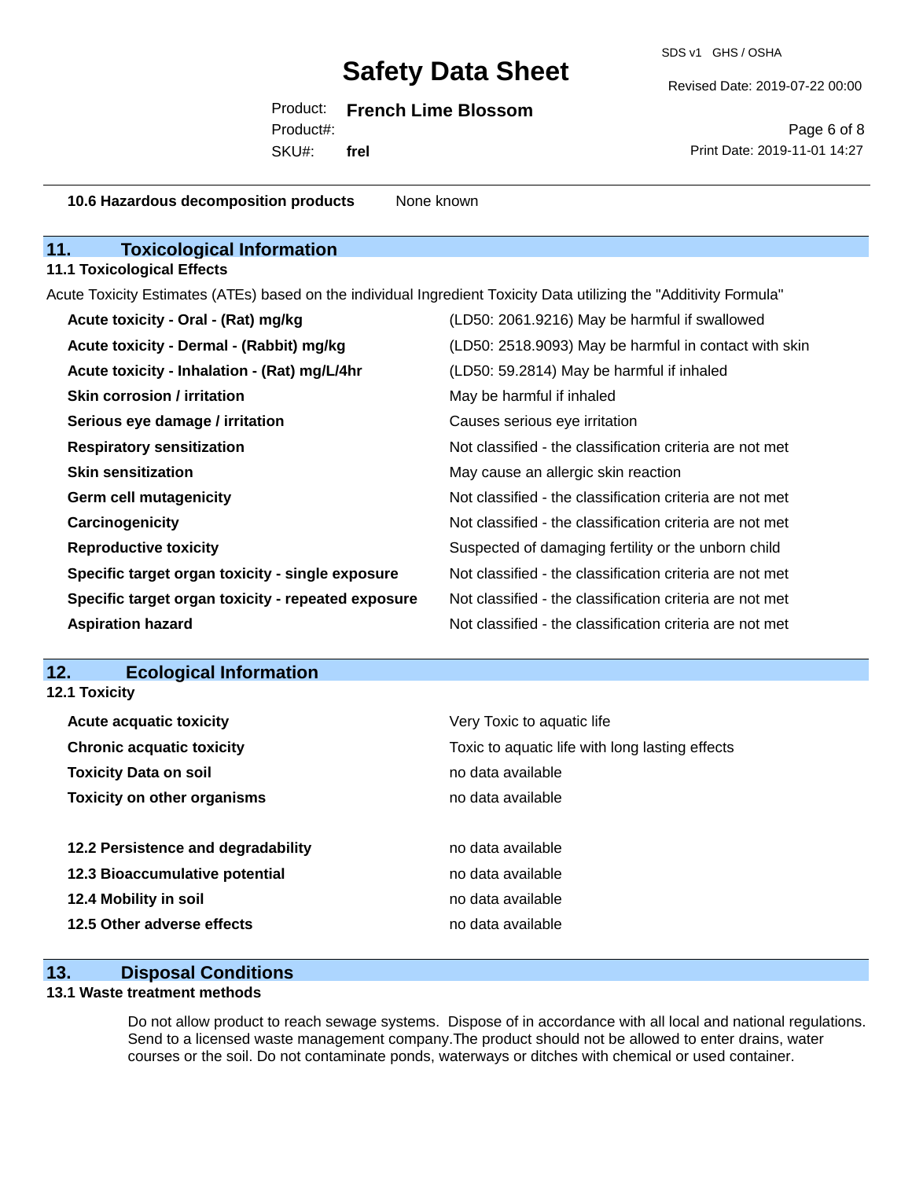**10.6 Hazardous decomposition products** None known

## 11. Toxicological Information

### 11.1 Toxicological Effects

Acute Toxicity Estimates (ATEs) based on the individual Ingredient Toxicity Data utilizing the "Additivity Formula"

| | |
|---|---|
| **Acute toxicity - Oral - (Rat) mg/kg** | (LD50: 2061.9216) May be harmful if swallowed |
| **Acute toxicity - Dermal - (Rabbit) mg/kg** | (LD50: 2518.9093) May be harmful in contact with skin |
| **Acute toxicity - Inhalation - (Rat) mg/L/4hr** | (LD50: 59.2814) May be harmful if inhaled |
| **Skin corrosion / irritation** | May be harmful if inhaled |
| **Serious eye damage / irritation** | Causes serious eye irritation |
| **Respiratory sensitization** | Not classified - the classification criteria are not met |
| **Skin sensitization** | May cause an allergic skin reaction |
| **Germ cell mutagenicity** | Not classified - the classification criteria are not met |
| **Carcinogenicity** | Not classified - the classification criteria are not met |
| **Reproductive toxicity** | Suspected of damaging fertility or the unborn child |
| **Specific target organ toxicity - single exposure** | Not classified - the classification criteria are not met |
| **Specific target organ toxicity - repeated exposure** | Not classified - the classification criteria are not met |
| **Aspiration hazard** | Not classified - the classification criteria are not met |

## 12. Ecological Information

### 12.1 Toxicity

| | |
|---|---|
| **Acute acquatic toxicity** | Very Toxic to aquatic life |
| **Chronic acquatic toxicity** | Toxic to aquatic life with long lasting effects |
| **Toxicity Data on soil** | no data available |
| **Toxicity on other organisms** | no data available |

| | |
|---|---|
| **12.2 Persistence and degradability** | no data available |
| **12.3 Bioaccumulative potential** | no data available |
| **12.4 Mobility in soil** | no data available |
| **12.5 Other adverse effects** | no data available |

## 13. Disposal Conditions

### 13.1 Waste treatment methods

Do not allow product to reach sewage systems. Dispose of in accordance with all local and national regulations. Send to a licensed waste management company.The product should not be allowed to enter drains, water courses or the soil. Do not contaminate ponds, waterways or ditches with chemical or used container.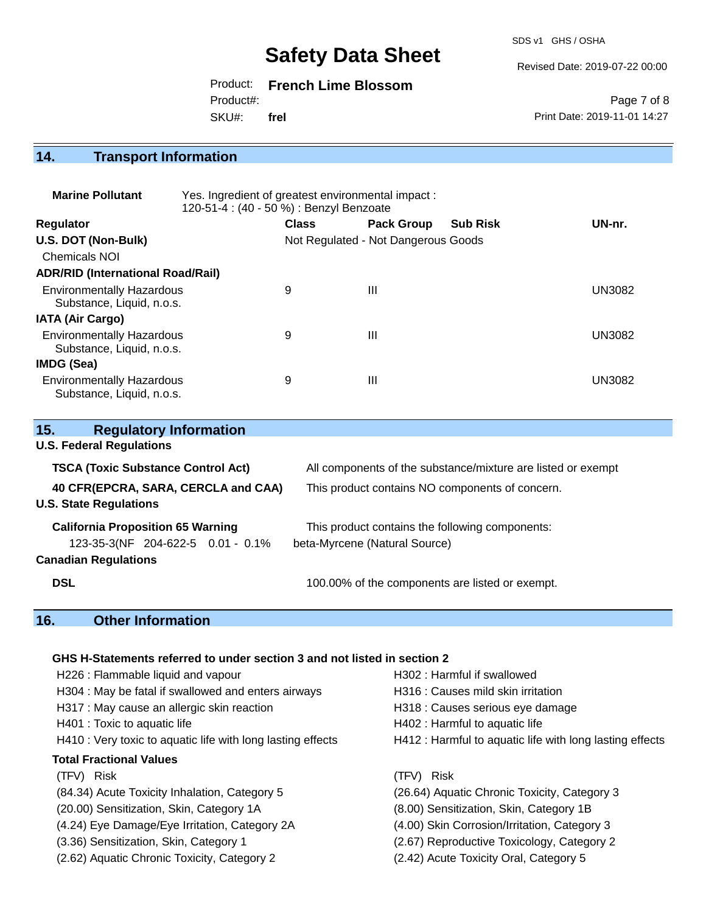## 14. Transport Information

**Marine Pollutant** Yes. Ingredient of greatest environmental impact :
120-51-4 : (40 - 50 %) : Benzyl Benzoate

| Regulator | Class | Pack Group | Sub Risk | UN-nr. |
|---|---|---|---|---|
| **U.S. DOT (Non-Bulk)** | Not Regulated - Not Dangerous Goods | | | |
| Chemicals NOI | | | | |
| **ADR/RID (International Road/Rail)** | | | | |
| Environmentally Hazardous Substance, Liquid, n.o.s. | 9 | III | | UN3082 |
| **IATA (Air Cargo)** | | | | |
| Environmentally Hazardous Substance, Liquid, n.o.s. | 9 | III | | UN3082 |
| **IMDG (Sea)** | | | | |
| Environmentally Hazardous Substance, Liquid, n.o.s. | 9 | III | | UN3082 |

## 15. Regulatory Information

**U.S. Federal Regulations**

| | |
|---|---|
| **TSCA (Toxic Substance Control Act)** | All components of the substance/mixture are listed or exempt |
| **40 CFR(EPCRA, SARA, CERCLA and CAA)** | This product contains NO components of concern. |

**U.S. State Regulations**

| | |
|---|---|
| **California Proposition 65 Warning** | This product contains the following components: |
| 123-35-3(NF 204-622-5 0.01 - 0.1% | beta-Myrcene (Natural Source) |

**Canadian Regulations**

| | |
|---|---|
| **DSL** | 100.00% of the components are listed or exempt. |

## 16. Other Information

**GHS H-Statements referred to under section 3 and not listed in section 2**

- H226 : Flammable liquid and vapour
- H302 : Harmful if swallowed
- H304 : May be fatal if swallowed and enters airways
- H316 : Causes mild skin irritation
- H317 : May cause an allergic skin reaction
- H318 : Causes serious eye damage
- H401 : Toxic to aquatic life
- H402 : Harmful to aquatic life
- H410 : Very toxic to aquatic life with long lasting effects
- H412 : Harmful to aquatic life with long lasting effects

**Total Fractional Values**

| (TFV) Risk | (TFV) Risk |
|---|---|
| (84.34) Acute Toxicity Inhalation, Category 5 | (26.64) Aquatic Chronic Toxicity, Category 3 |
| (20.00) Sensitization, Skin, Category 1A | (8.00) Sensitization, Skin, Category 1B |
| (4.24) Eye Damage/Eye Irritation, Category 2A | (4.00) Skin Corrosion/Irritation, Category 3 |
| (3.36) Sensitization, Skin, Category 1 | (2.67) Reproductive Toxicology, Category 2 |
| (2.62) Aquatic Chronic Toxicity, Category 2 | (2.42) Acute Toxicity Oral, Category 5 |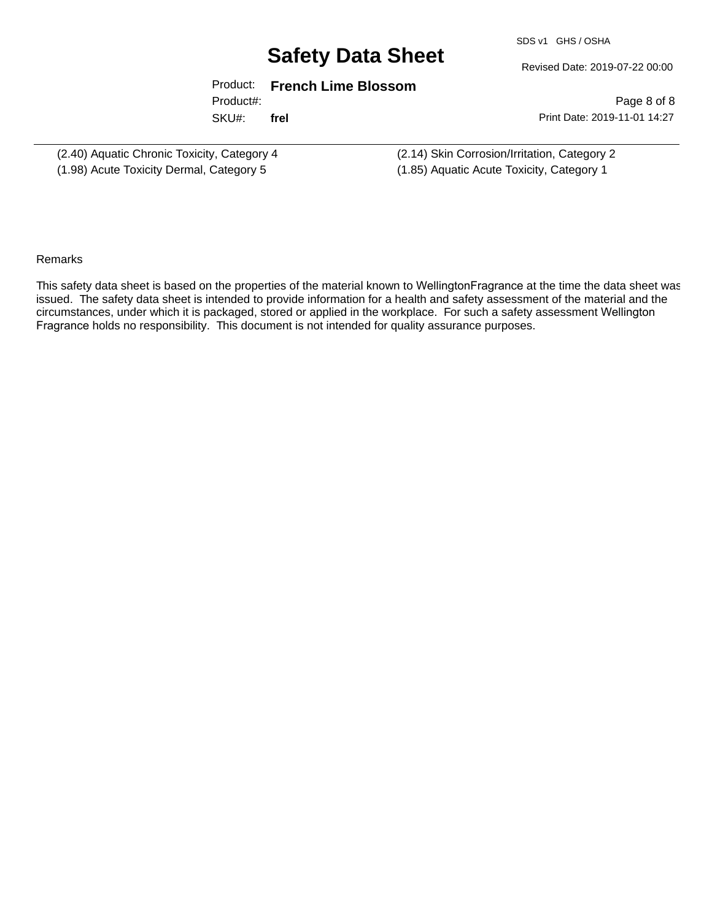(2.40) Aquatic Chronic Toxicity, Category 4

(2.14) Skin Corrosion/Irritation, Category 2

(1.98) Acute Toxicity Dermal, Category 5

(1.85) Aquatic Acute Toxicity, Category 1

Remarks

This safety data sheet is based on the properties of the material known to WellingtonFragrance at the time the data sheet was issued. The safety data sheet is intended to provide information for a health and safety assessment of the material and the circumstances, under which it is packaged, stored or applied in the workplace. For such a safety assessment Wellington Fragrance holds no responsibility. This document is not intended for quality assurance purposes.